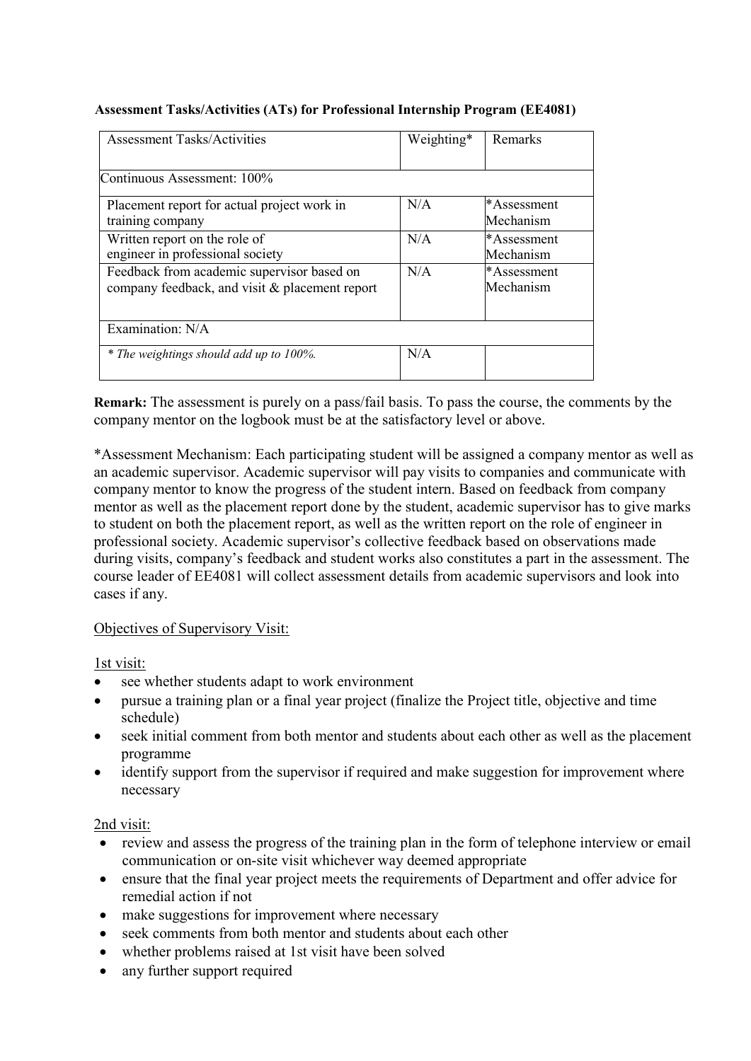**Assessment Tasks/Activities (ATs) for Professional Internship Program (EE4081)**

| Assessment Tasks/Activities | Weighting* | Remarks |
|---|---|---|
| Continuous Assessment: 100% | | |
| Placement report for actual project work in training company | N/A | *Assessment Mechanism |
| Written report on the role of engineer in professional society | N/A | *Assessment Mechanism |
| Feedback from academic supervisor based on company feedback, and visit & placement report | N/A | *Assessment Mechanism |
| Examination: N/A | | |
| *\* The weightings should add up to 100%.* | N/A | |

**Remark:** The assessment is purely on a pass/fail basis. To pass the course, the comments by the company mentor on the logbook must be at the satisfactory level or above.

*Assessment Mechanism: Each participating student will be assigned a company mentor as well as an academic supervisor. Academic supervisor will pay visits to companies and communicate with company mentor to know the progress of the student intern. Based on feedback from company mentor as well as the placement report done by the student, academic supervisor has to give marks to student on both the placement report, as well as the written report on the role of engineer in professional society. Academic supervisor's collective feedback based on observations made during visits, company's feedback and student works also constitutes a part in the assessment. The course leader of EE4081 will collect assessment details from academic supervisors and look into cases if any.

Objectives of Supervisory Visit:

1st visit:

- see whether students adapt to work environment
- pursue a training plan or a final year project (finalize the Project title, objective and time schedule)
- seek initial comment from both mentor and students about each other as well as the placement programme
- identify support from the supervisor if required and make suggestion for improvement where necessary

2nd visit:

- review and assess the progress of the training plan in the form of telephone interview or email communication or on-site visit whichever way deemed appropriate
- ensure that the final year project meets the requirements of Department and offer advice for remedial action if not
- make suggestions for improvement where necessary
- seek comments from both mentor and students about each other
- whether problems raised at 1st visit have been solved
- any further support required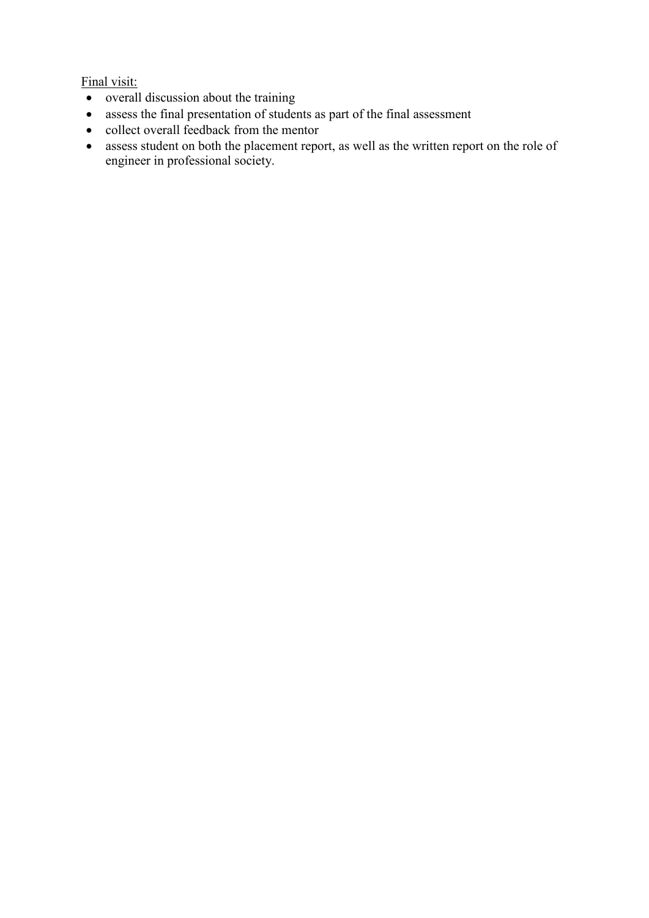Final visit:

- overall discussion about the training
- assess the final presentation of students as part of the final assessment
- collect overall feedback from the mentor
- assess student on both the placement report, as well as the written report on the role of engineer in professional society.